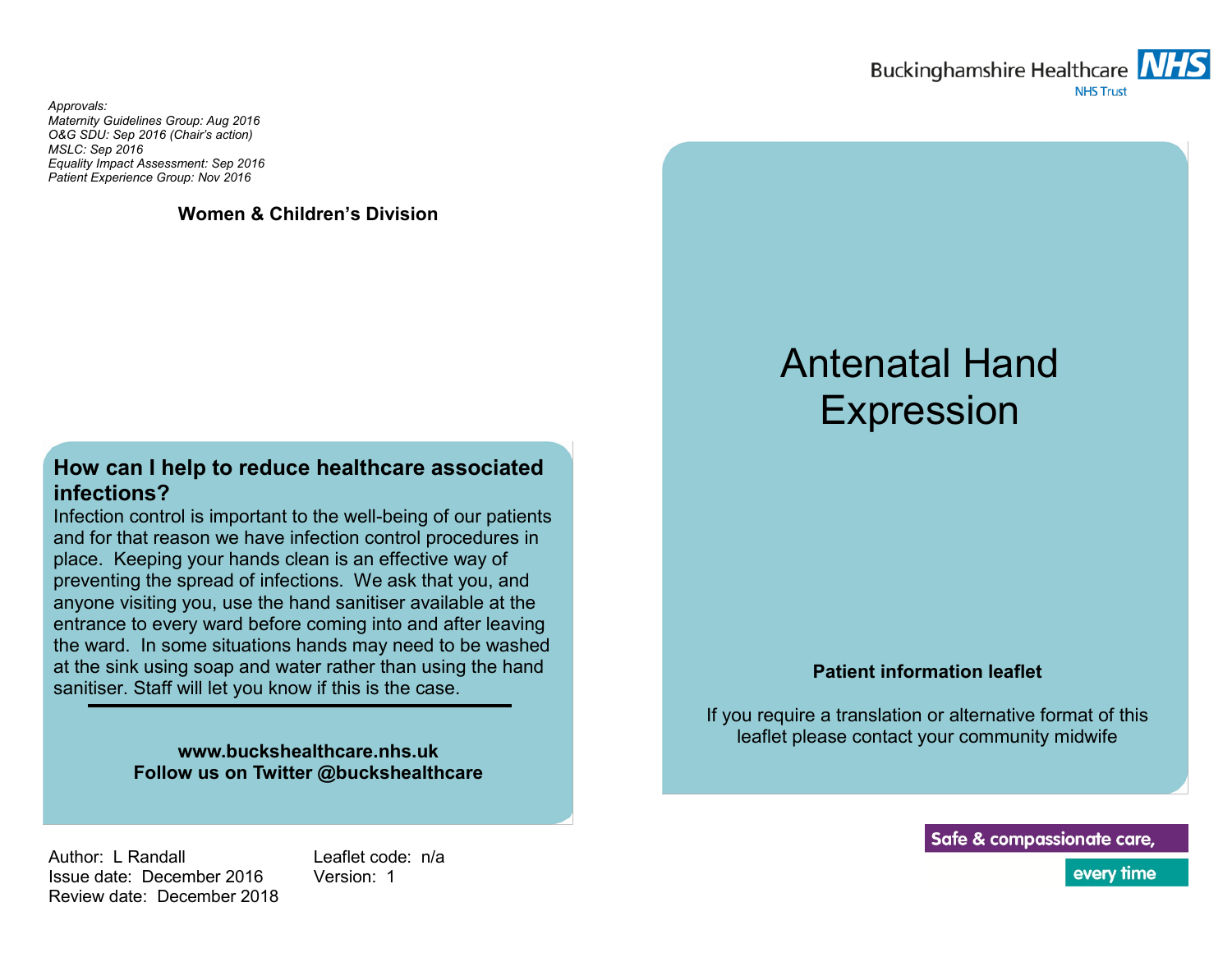*Approvals:*
*Maternity Guidelines Group: Aug 2016*
*O&G SDU: Sep 2016 (Chair's action)*
*MSLC: Sep 2016*
*Equality Impact Assessment: Sep 2016*
*Patient Experience Group: Nov 2016*

**Women & Children's Division**

## How can I help to reduce healthcare associated infections?

Infection control is important to the well-being of our patients and for that reason we have infection control procedures in place. Keeping your hands clean is an effective way of preventing the spread of infections. We ask that you, and anyone visiting you, use the hand sanitiser available at the entrance to every ward before coming into and after leaving the ward. In some situations hands may need to be washed at the sink using soap and water rather than using the hand sanitiser. Staff will let you know if this is the case.

---

**www.buckshealthcare.nhs.uk**
**Follow us on Twitter @buckshealthcare**

Author: L Randall
Issue date: December 2016
Review date: December 2018

Leaflet code: n/a
Version: 1

Buckinghamshire Healthcare NHS Trust

# Antenatal Hand Expression

**Patient information leaflet**

If you require a translation or alternative format of this leaflet please contact your community midwife

Safe & compassionate care, every time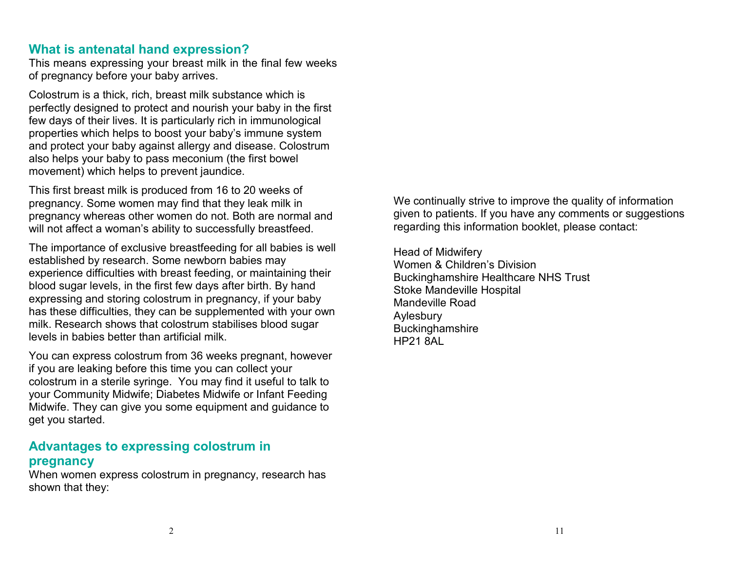## What is antenatal hand expression?

This means expressing your breast milk in the final few weeks of pregnancy before your baby arrives.

Colostrum is a thick, rich, breast milk substance which is perfectly designed to protect and nourish your baby in the first few days of their lives. It is particularly rich in immunological properties which helps to boost your baby's immune system and protect your baby against allergy and disease. Colostrum also helps your baby to pass meconium (the first bowel movement) which helps to prevent jaundice.

This first breast milk is produced from 16 to 20 weeks of pregnancy. Some women may find that they leak milk in pregnancy whereas other women do not. Both are normal and will not affect a woman's ability to successfully breastfeed.

The importance of exclusive breastfeeding for all babies is well established by research. Some newborn babies may experience difficulties with breast feeding, or maintaining their blood sugar levels, in the first few days after birth. By hand expressing and storing colostrum in pregnancy, if your baby has these difficulties, they can be supplemented with your own milk. Research shows that colostrum stabilises blood sugar levels in babies better than artificial milk.

You can express colostrum from 36 weeks pregnant, however if you are leaking before this time you can collect your colostrum in a sterile syringe. You may find it useful to talk to your Community Midwife; Diabetes Midwife or Infant Feeding Midwife. They can give you some equipment and guidance to get you started.

## Advantages to expressing colostrum in pregnancy

When women express colostrum in pregnancy, research has shown that they:

We continually strive to improve the quality of information given to patients. If you have any comments or suggestions regarding this information booklet, please contact:

Head of Midwifery
Women & Children's Division
Buckinghamshire Healthcare NHS Trust
Stoke Mandeville Hospital
Mandeville Road
Aylesbury
Buckinghamshire
HP21 8AL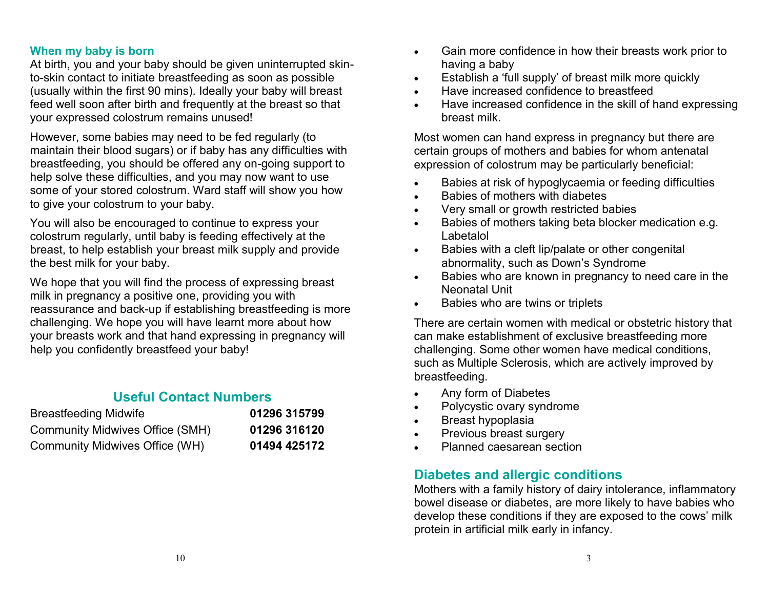### When my baby is born

At birth, you and your baby should be given uninterrupted skin-to-skin contact to initiate breastfeeding as soon as possible (usually within the first 90 mins). Ideally your baby will breast feed well soon after birth and frequently at the breast so that your expressed colostrum remains unused!

However, some babies may need to be fed regularly (to maintain their blood sugars) or if baby has any difficulties with breastfeeding, you should be offered any on-going support to help solve these difficulties, and you may now want to use some of your stored colostrum. Ward staff will show you how to give your colostrum to your baby.

You will also be encouraged to continue to express your colostrum regularly, until baby is feeding effectively at the breast, to help establish your breast milk supply and provide the best milk for your baby.

We hope that you will find the process of expressing breast milk in pregnancy a positive one, providing you with reassurance and back-up if establishing breastfeeding is more challenging. We hope you will have learnt more about how your breasts work and that hand expressing in pregnancy will help you confidently breastfeed your baby!

## Useful Contact Numbers

| | |
|---|---|
| Breastfeeding Midwife | **01296 315799** |
| Community Midwives Office (SMH) | **01296 316120** |
| Community Midwives Office (WH) | **01494 425172** |

- Gain more confidence in how their breasts work prior to having a baby
- Establish a 'full supply' of breast milk more quickly
- Have increased confidence to breastfeed
- Have increased confidence in the skill of hand expressing breast milk.

Most women can hand express in pregnancy but there are certain groups of mothers and babies for whom antenatal expression of colostrum may be particularly beneficial:

- Babies at risk of hypoglycaemia or feeding difficulties
- Babies of mothers with diabetes
- Very small or growth restricted babies
- Babies of mothers taking beta blocker medication e.g. Labetalol
- Babies with a cleft lip/palate or other congenital abnormality, such as Down's Syndrome
- Babies who are known in pregnancy to need care in the Neonatal Unit
- Babies who are twins or triplets

There are certain women with medical or obstetric history that can make establishment of exclusive breastfeeding more challenging. Some other women have medical conditions, such as Multiple Sclerosis, which are actively improved by breastfeeding.

- Any form of Diabetes
- Polycystic ovary syndrome
- Breast hypoplasia
- Previous breast surgery
- Planned caesarean section

## Diabetes and allergic conditions

Mothers with a family history of dairy intolerance, inflammatory bowel disease or diabetes, are more likely to have babies who develop these conditions if they are exposed to the cows' milk protein in artificial milk early in infancy.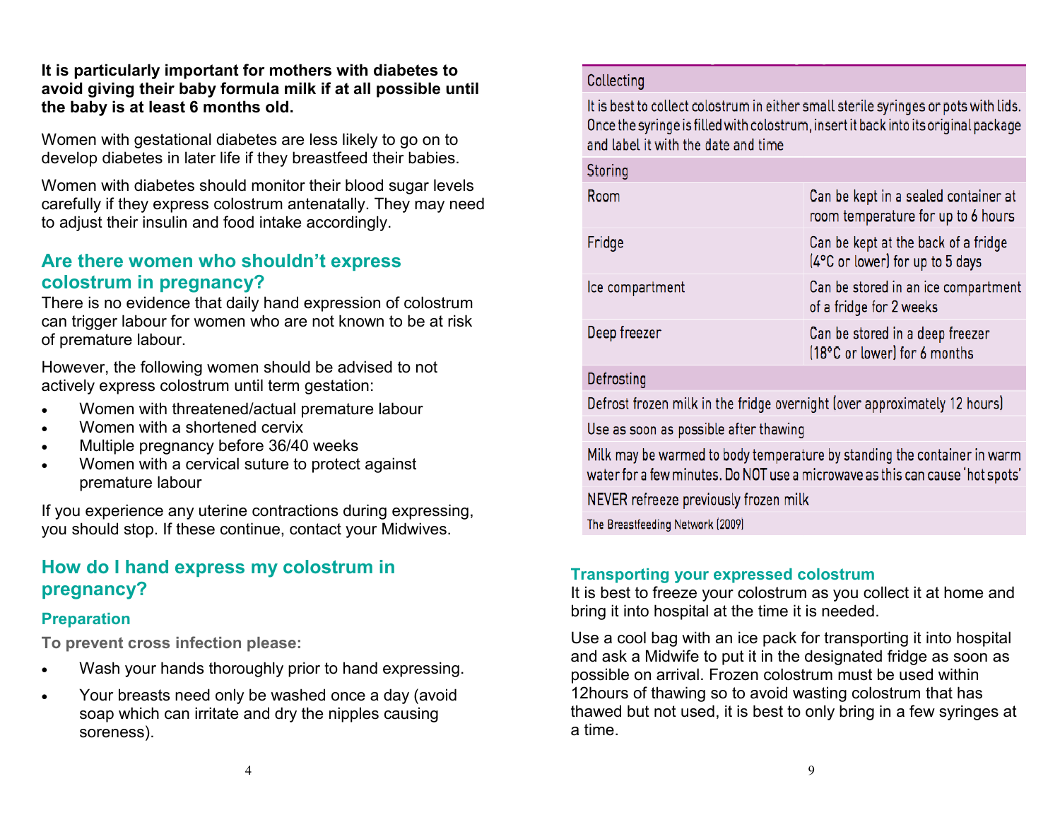**It is particularly important for mothers with diabetes to avoid giving their baby formula milk if at all possible until the baby is at least 6 months old.**

Women with gestational diabetes are less likely to go on to develop diabetes in later life if they breastfeed their babies.

Women with diabetes should monitor their blood sugar levels carefully if they express colostrum antenatally. They may need to adjust their insulin and food intake accordingly.

## Are there women who shouldn't express colostrum in pregnancy?

There is no evidence that daily hand expression of colostrum can trigger labour for women who are not known to be at risk of premature labour.

However, the following women should be advised to not actively express colostrum until term gestation:

- Women with threatened/actual premature labour
- Women with a shortened cervix
- Multiple pregnancy before 36/40 weeks
- Women with a cervical suture to protect against premature labour

If you experience any uterine contractions during expressing, you should stop. If these continue, contact your Midwives.

## How do I hand express my colostrum in pregnancy?

### Preparation

**To prevent cross infection please:**

- Wash your hands thoroughly prior to hand expressing.
- Your breasts need only be washed once a day (avoid soap which can irritate and dry the nipples causing soreness).

| Collecting | |
|---|---|
| It is best to collect colostrum in either small sterile syringes or pots with lids. Once the syringe is filled with colostrum, insert it back into its original package and label it with the date and time | |
| **Storing** | |
| Room | Can be kept in a sealed container at room temperature for up to 6 hours |
| Fridge | Can be kept at the back of a fridge (4°C or lower) for up to 5 days |
| Ice compartment | Can be stored in an ice compartment of a fridge for 2 weeks |
| Deep freezer | Can be stored in a deep freezer (18°C or lower) for 6 months |
| **Defrosting** | |
| Defrost frozen milk in the fridge overnight (over approximately 12 hours) | |
| Use as soon as possible after thawing | |
| Milk may be warmed to body temperature by standing the container in warm water for a few minutes. Do NOT use a microwave as this can cause 'hot spots' | |
| NEVER refreeze previously frozen milk | |
| The Breastfeeding Network (2009) | |

### Transporting your expressed colostrum

It is best to freeze your colostrum as you collect it at home and bring it into hospital at the time it is needed.

Use a cool bag with an ice pack for transporting it into hospital and ask a Midwife to put it in the designated fridge as soon as possible on arrival. Frozen colostrum must be used within 12hours of thawing so to avoid wasting colostrum that has thawed but not used, it is best to only bring in a few syringes at a time.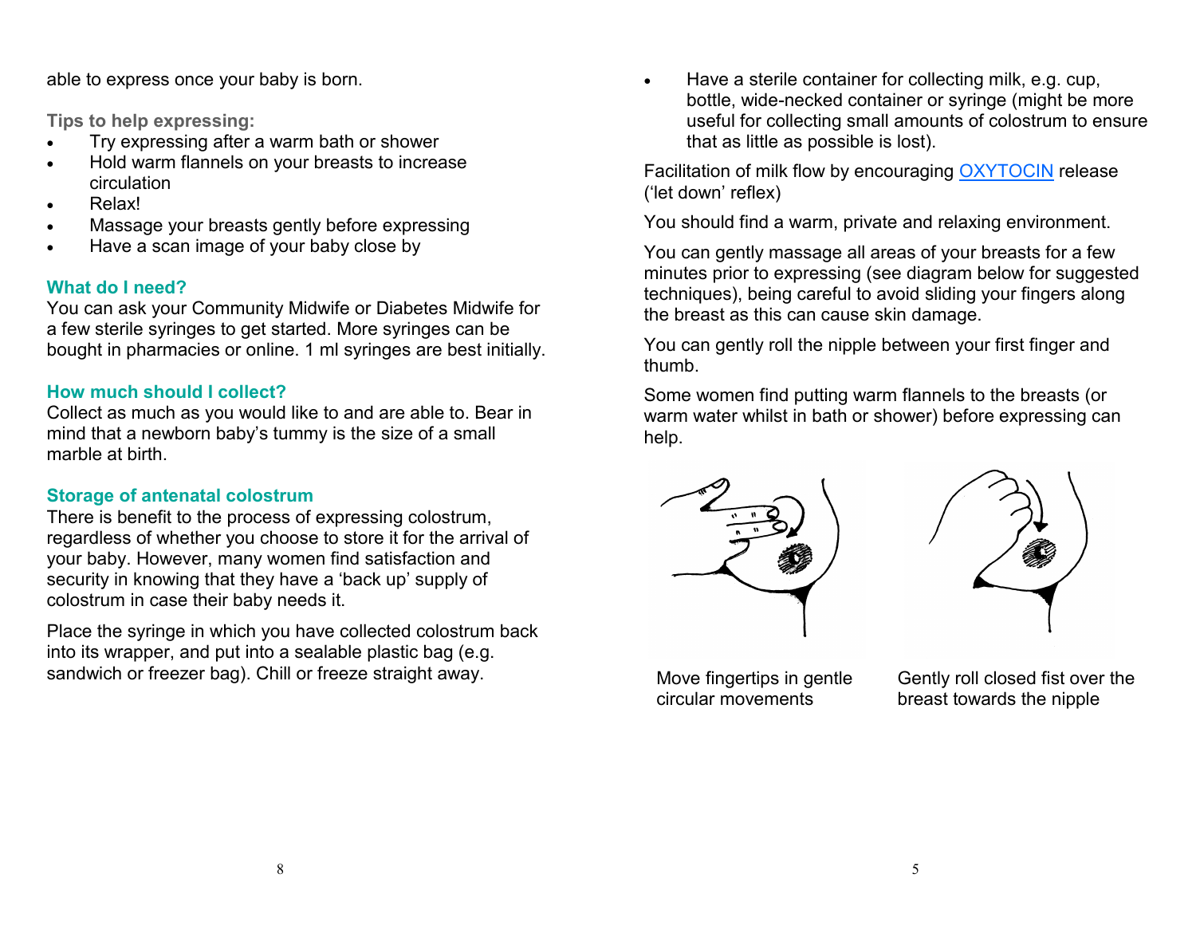able to express once your baby is born.

**Tips to help expressing:**

- Try expressing after a warm bath or shower
- Hold warm flannels on your breasts to increase circulation
- Relax!
- Massage your breasts gently before expressing
- Have a scan image of your baby close by

### What do I need?

You can ask your Community Midwife or Diabetes Midwife for a few sterile syringes to get started. More syringes can be bought in pharmacies or online. 1 ml syringes are best initially.

### How much should I collect?

Collect as much as you would like to and are able to. Bear in mind that a newborn baby's tummy is the size of a small marble at birth.

### Storage of antenatal colostrum

There is benefit to the process of expressing colostrum, regardless of whether you choose to store it for the arrival of your baby. However, many women find satisfaction and security in knowing that they have a 'back up' supply of colostrum in case their baby needs it.

Place the syringe in which you have collected colostrum back into its wrapper, and put into a sealable plastic bag (e.g. sandwich or freezer bag). Chill or freeze straight away.

- Have a sterile container for collecting milk, e.g. cup, bottle, wide-necked container or syringe (might be more useful for collecting small amounts of colostrum to ensure that as little as possible is lost).

Facilitation of milk flow by encouraging OXYTOCIN release ('let down' reflex)

You should find a warm, private and relaxing environment.

You can gently massage all areas of your breasts for a few minutes prior to expressing (see diagram below for suggested techniques), being careful to avoid sliding your fingers along the breast as this can cause skin damage.

You can gently roll the nipple between your first finger and thumb.

Some women find putting warm flannels to the breasts (or warm water whilst in bath or shower) before expressing can help.

Move fingertips in gentle circular movements

Gently roll closed fist over the breast towards the nipple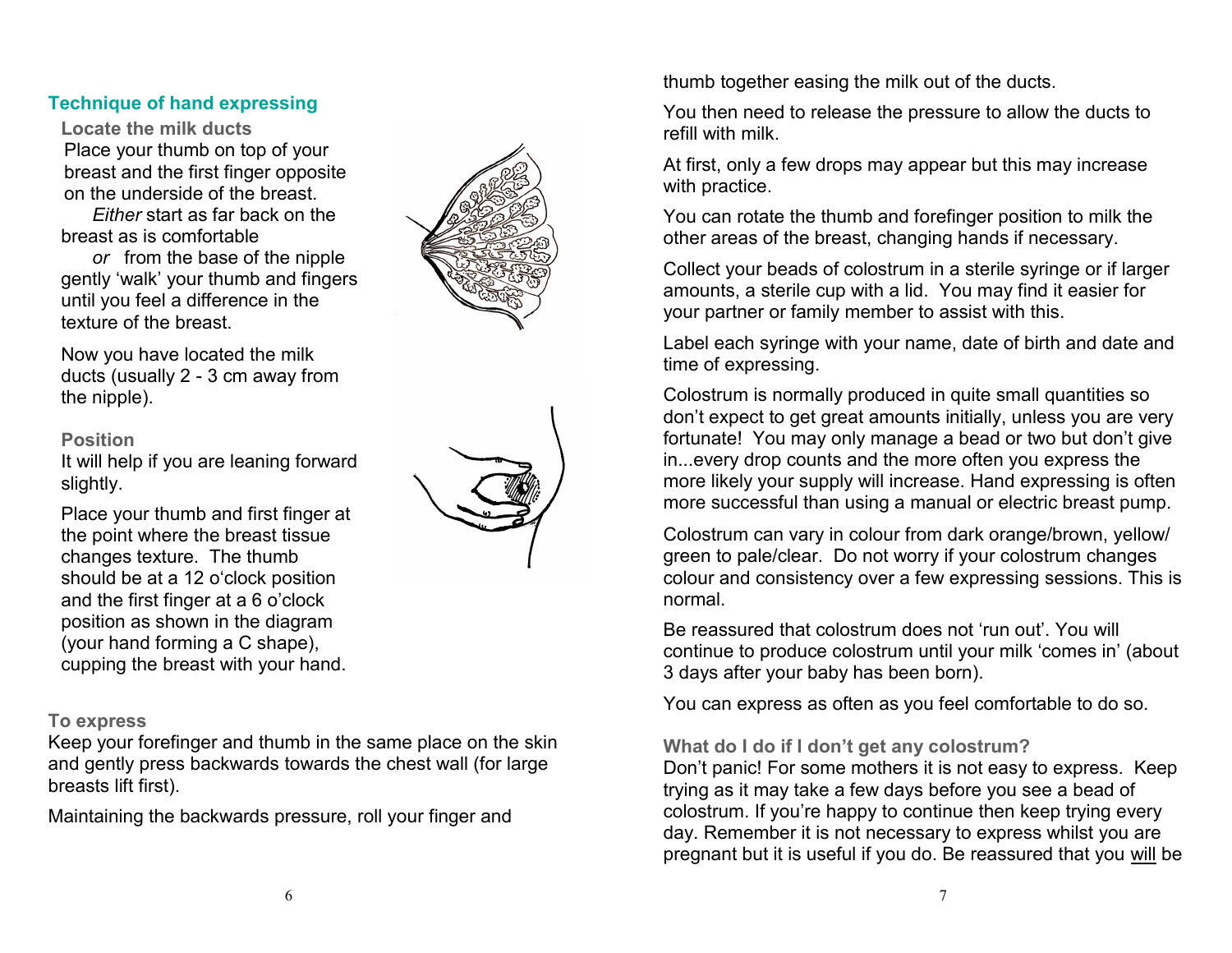## Technique of hand expressing

### Locate the milk ducts

Place your thumb on top of your breast and the first finger opposite on the underside of the breast.

*Either* start as far back on the breast as is comfortable

*or* from the base of the nipple gently 'walk' your thumb and fingers until you feel a difference in the texture of the breast.

Now you have located the milk ducts (usually 2 - 3 cm away from the nipple).

### Position

It will help if you are leaning forward slightly.

Place your thumb and first finger at the point where the breast tissue changes texture. The thumb should be at a 12 o'clock position and the first finger at a 6 o'clock position as shown in the diagram (your hand forming a C shape), cupping the breast with your hand.

### To express

Keep your forefinger and thumb in the same place on the skin and gently press backwards towards the chest wall (for large breasts lift first).

Maintaining the backwards pressure, roll your finger and thumb together easing the milk out of the ducts.

You then need to release the pressure to allow the ducts to refill with milk.

At first, only a few drops may appear but this may increase with practice.

You can rotate the thumb and forefinger position to milk the other areas of the breast, changing hands if necessary.

Collect your beads of colostrum in a sterile syringe or if larger amounts, a sterile cup with a lid. You may find it easier for your partner or family member to assist with this.

Label each syringe with your name, date of birth and date and time of expressing.

Colostrum is normally produced in quite small quantities so don't expect to get great amounts initially, unless you are very fortunate! You may only manage a bead or two but don't give in...every drop counts and the more often you express the more likely your supply will increase. Hand expressing is often more successful than using a manual or electric breast pump.

Colostrum can vary in colour from dark orange/brown, yellow/green to pale/clear. Do not worry if your colostrum changes colour and consistency over a few expressing sessions. This is normal.

Be reassured that colostrum does not 'run out'. You will continue to produce colostrum until your milk 'comes in' (about 3 days after your baby has been born).

You can express as often as you feel comfortable to do so.

### What do I do if I don't get any colostrum?

Don't panic! For some mothers it is not easy to express. Keep trying as it may take a few days before you see a bead of colostrum. If you're happy to continue then keep trying every day. Remember it is not necessary to express whilst you are pregnant but it is useful if you do. Be reassured that you will be